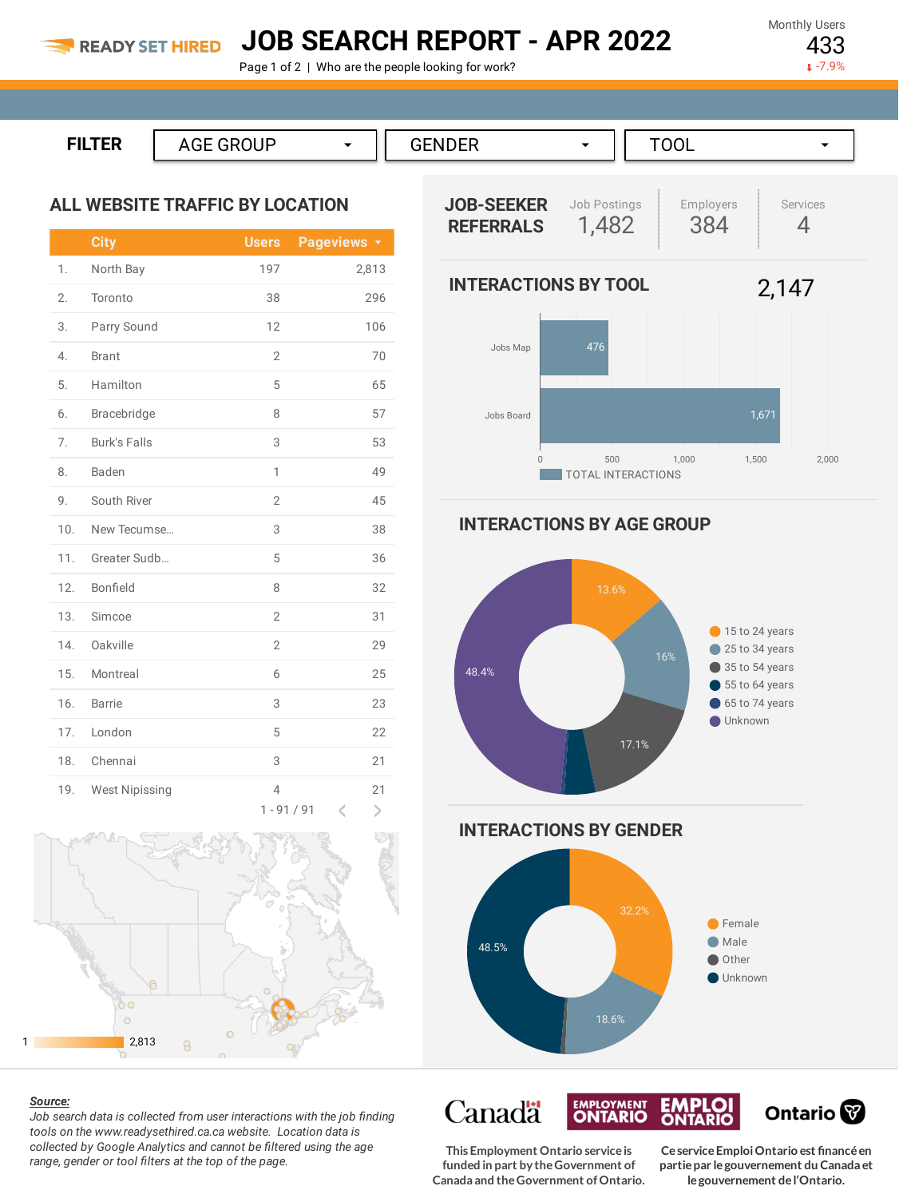READY SET HIRED

# JOB SEARCH REPORT - APR 2022

Page 1 of 2 | Who are the people looking for work?

Monthly Users
433
-7.9%

FILTER: AGE GROUP | GENDER | TOOL

## ALL WEBSITE TRAFFIC BY LOCATION

| | City | Users | Pageviews |
|---|---|---|---|
| 1. | North Bay | 197 | 2,813 |
| 2. | Toronto | 38 | 296 |
| 3. | Parry Sound | 12 | 106 |
| 4. | Brant | 2 | 70 |
| 5. | Hamilton | 5 | 65 |
| 6. | Bracebridge | 8 | 57 |
| 7. | Burk's Falls | 3 | 53 |
| 8. | Baden | 1 | 49 |
| 9. | South River | 2 | 45 |
| 10. | New Tecumse... | 3 | 38 |
| 11. | Greater Sudb... | 5 | 36 |
| 12. | Bonfield | 8 | 32 |
| 13. | Simcoe | 2 | 31 |
| 14. | Oakville | 2 | 29 |
| 15. | Montreal | 6 | 25 |
| 16. | Barrie | 3 | 23 |
| 17. | London | 5 | 22 |
| 18. | Chennai | 3 | 21 |
| 19. | West Nipissing | 4 | 21 |

1 - 91 / 91

Map scale: 1 – 2,813

## JOB-SEEKER REFERRALS

| Job Postings | Employers | Services |
|---|---|---|
| 1,482 | 384 | 4 |

## INTERACTIONS BY TOOL

2,147

| Tool | Total Interactions |
|---|---|
| Jobs Map | 476 |
| Jobs Board | 1,671 |

## INTERACTIONS BY AGE GROUP

| Age Group | Share |
|---|---|
| 15 to 24 years | 13.6% |
| 25 to 34 years | 16% |
| 35 to 54 years | 17.1% |
| 55 to 64 years | |
| 65 to 74 years | |
| Unknown | 48.4% |

## INTERACTIONS BY GENDER

| Gender | Share |
|---|---|
| Female | 32.2% |
| Male | 18.6% |
| Other | |
| Unknown | 48.5% |

***Source:***
*Job search data is collected from user interactions with the job finding tools on the www.readysethired.ca.ca website. Location data is collected by Google Analytics and cannot be filtered using the age range, gender or tool filters at the top of the page.*

Canada | Employment Ontario / Emploi Ontario | Ontario

This Employment Ontario service is funded in part by the Government of Canada and the Government of Ontario.

Ce service Emploi Ontario est financé en partie par le gouvernement du Canada et le gouvernement de l'Ontario.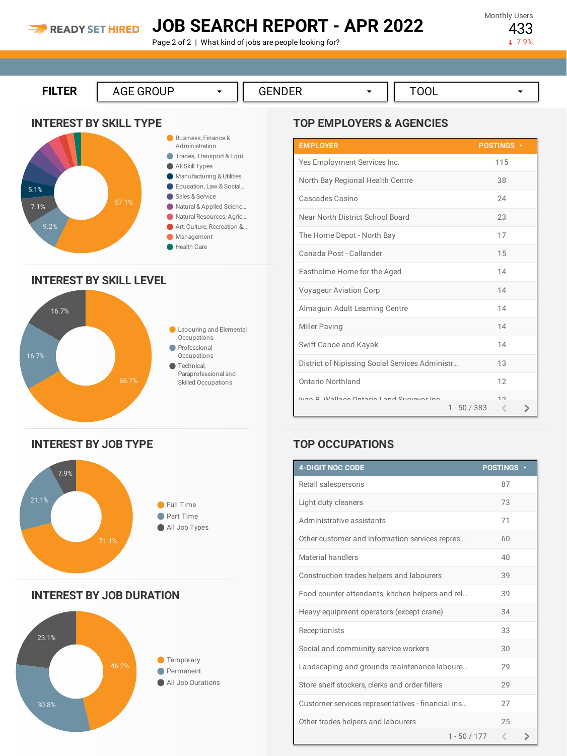READY SET HIRED

# JOB SEARCH REPORT - APR 2022

Page 2 of 2 | What kind of jobs are people looking for?

Monthly Users
433
-7.9%

FILTER: AGE GROUP | GENDER | TOOL

## INTEREST BY SKILL TYPE

57.1%
9.2%
7.1%
5.1%

- Business, Finance & Administration
- Trades, Transport & Equi...
- All Skill Types
- Manufacturing & Utilities
- Education, Law & Social,...
- Sales & Service
- Natural & Applied Scienc...
- Natural Resources, Agric...
- Art, Culture, Recreation &...
- Management
- Health Care

## INTEREST BY SKILL LEVEL

66.7%
16.7%
16.7%

- Labouring and Elemental Occupations
- Professional Occupations
- Technical, Paraprofessional and Skilled Occupations

## INTEREST BY JOB TYPE

71.1%
21.1%
7.9%

- Full Time
- Part Time
- All Job Types

## INTEREST BY JOB DURATION

46.2%
30.8%
23.1%

- Temporary
- Permanent
- All Job Durations

## TOP EMPLOYERS & AGENCIES

| EMPLOYER | POSTINGS |
|---|---|
| Yes Employment Services Inc. | 115 |
| North Bay Regional Health Centre | 38 |
| Cascades Casino | 24 |
| Near North District School Board | 23 |
| The Home Depot - North Bay | 17 |
| Canada Post - Callander | 15 |
| Eastholme Home for the Aged | 14 |
| Voyageur Aviation Corp | 14 |
| Almaguin Adult Learning Centre | 14 |
| Miller Paving | 14 |
| Swift Canoe and Kayak | 14 |
| District of Nipissing Social Services Administr... | 13 |
| Ontario Northland | 12 |
| Ivan B. Wallace Ontario Land Surveyor Inc | 12 |

1 - 50 / 383

## TOP OCCUPATIONS

| 4-DIGIT NOC CODE | POSTINGS |
|---|---|
| Retail salespersons | 87 |
| Light duty cleaners | 73 |
| Administrative assistants | 71 |
| Other customer and information services repres... | 60 |
| Material handlers | 40 |
| Construction trades helpers and labourers | 39 |
| Food counter attendants, kitchen helpers and rel... | 39 |
| Heavy equipment operators (except crane) | 34 |
| Receptionists | 33 |
| Social and community service workers | 30 |
| Landscaping and grounds maintenance laboure... | 29 |
| Store shelf stockers, clerks and order fillers | 29 |
| Customer services representatives - financial ins... | 27 |
| Other trades helpers and labourers | 25 |

1 - 50 / 177